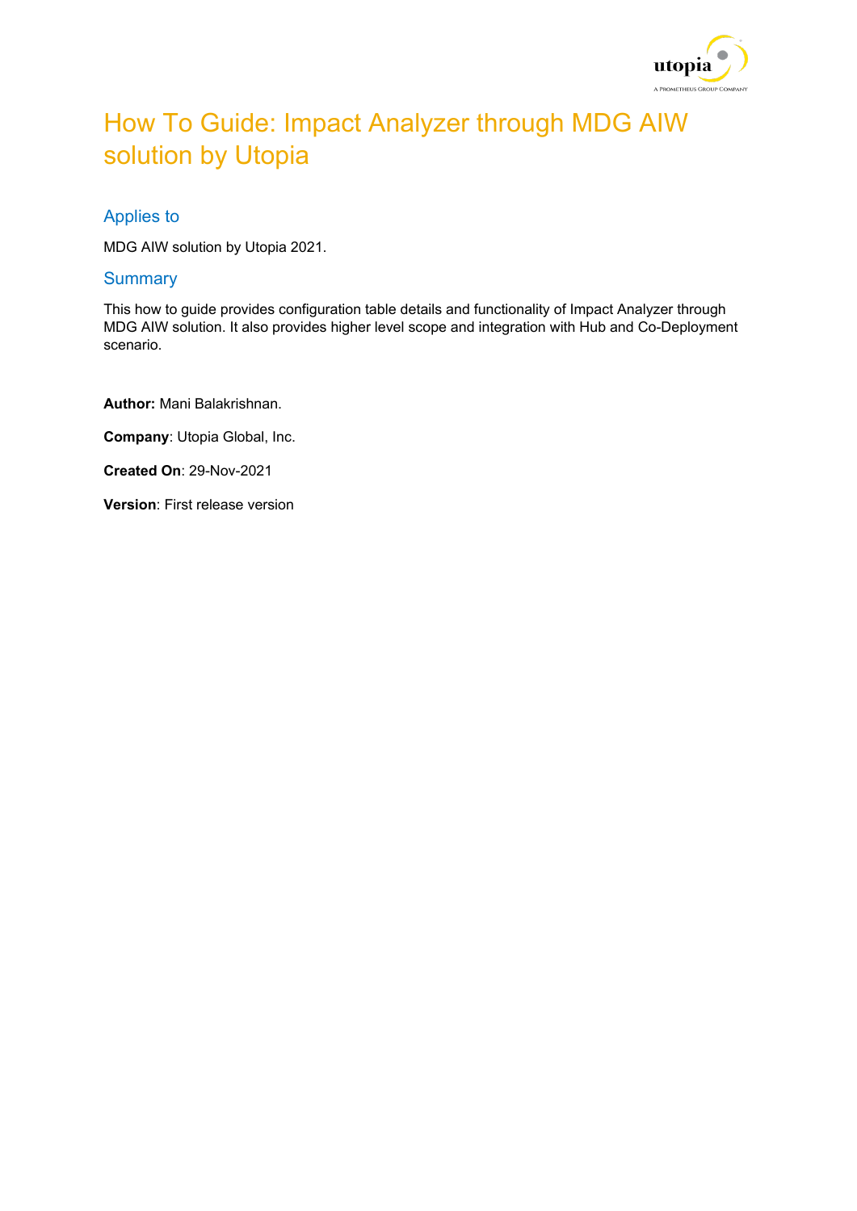# How To Guide: Impact Analyzer through MDG AIW solution by Utopia

## Applies to

MDG AIW solution by Utopia 2021.

## Summary

This how to guide provides configuration table details and functionality of Impact Analyzer through MDG AIW solution. It also provides higher level scope and integration with Hub and Co-Deployment scenario.

**Author:** Mani Balakrishnan.

**Company**: Utopia Global, Inc.

**Created On**: 29-Nov-2021

**Version**: First release version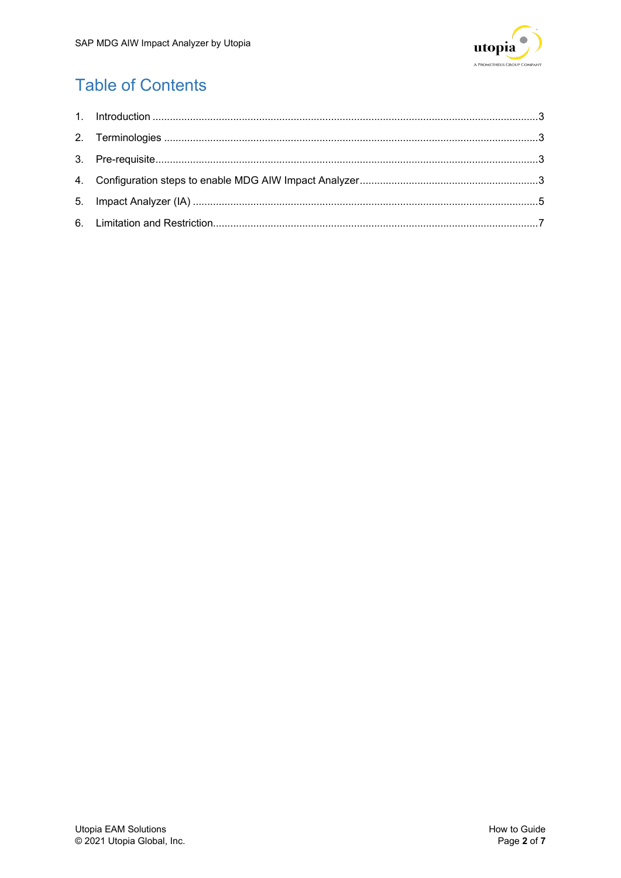# Table of Contents

1. Introduction ....................................................................................................................................3
2. Terminologies ...............................................................................................................................3
3. Pre-requisite...................................................................................................................................3
4. Configuration steps to enable MDG AIW Impact Analyzer.............................................................3
5. Impact Analyzer (IA) ......................................................................................................................5
6. Limitation and Restriction...............................................................................................................7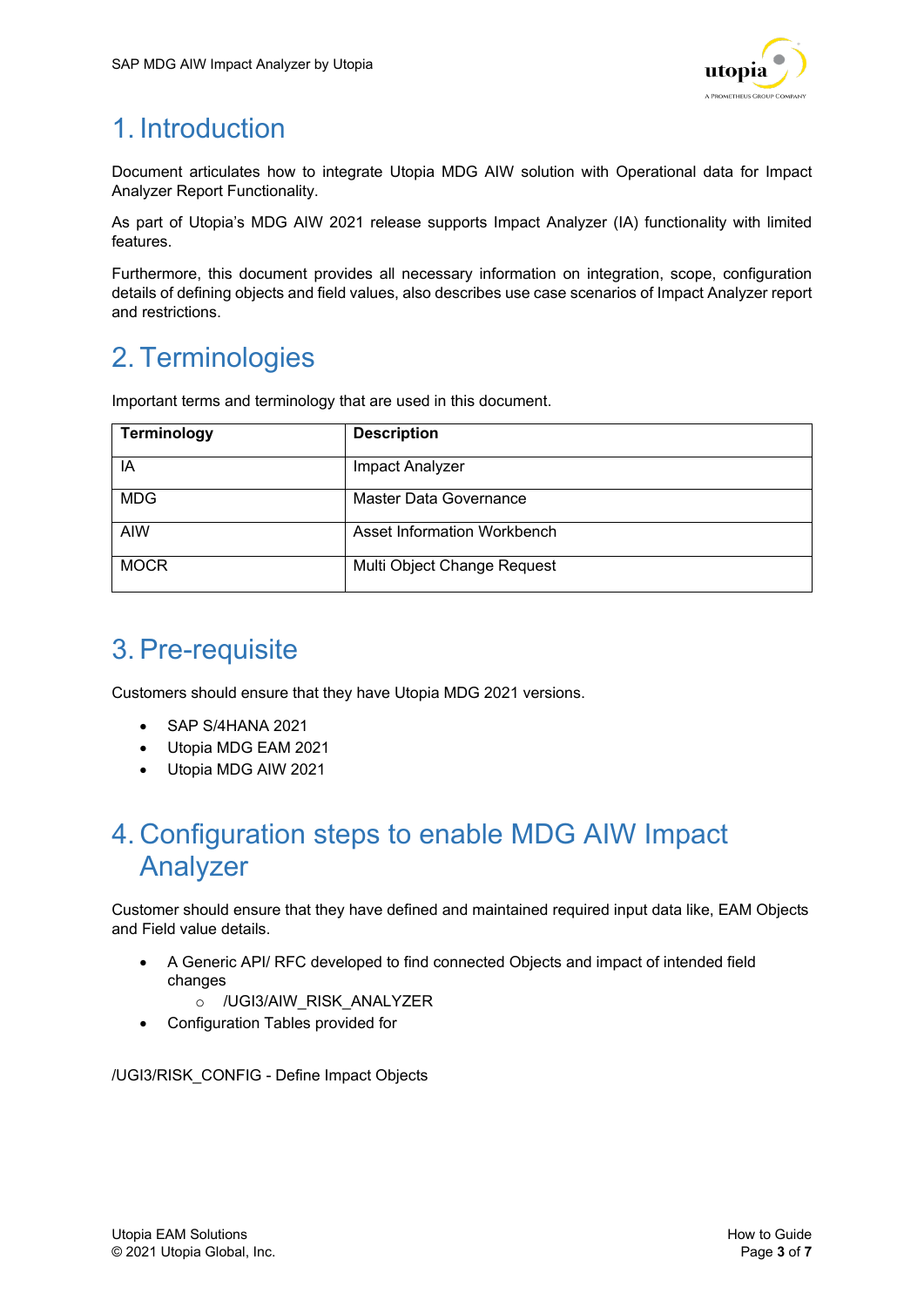# 1. Introduction

Document articulates how to integrate Utopia MDG AIW solution with Operational data for Impact Analyzer Report Functionality.

As part of Utopia's MDG AIW 2021 release supports Impact Analyzer (IA) functionality with limited features.

Furthermore, this document provides all necessary information on integration, scope, configuration details of defining objects and field values, also describes use case scenarios of Impact Analyzer report and restrictions.

# 2. Terminologies

Important terms and terminology that are used in this document.

| Terminology | Description |
|---|---|
| IA | Impact Analyzer |
| MDG | Master Data Governance |
| AIW | Asset Information Workbench |
| MOCR | Multi Object Change Request |

# 3. Pre-requisite

Customers should ensure that they have Utopia MDG 2021 versions.

- SAP S/4HANA 2021
- Utopia MDG EAM 2021
- Utopia MDG AIW 2021

# 4. Configuration steps to enable MDG AIW Impact Analyzer

Customer should ensure that they have defined and maintained required input data like, EAM Objects and Field value details.

- A Generic API/ RFC developed to find connected Objects and impact of intended field changes
  - /UGI3/AIW_RISK_ANALYZER
- Configuration Tables provided for

/UGI3/RISK_CONFIG - Define Impact Objects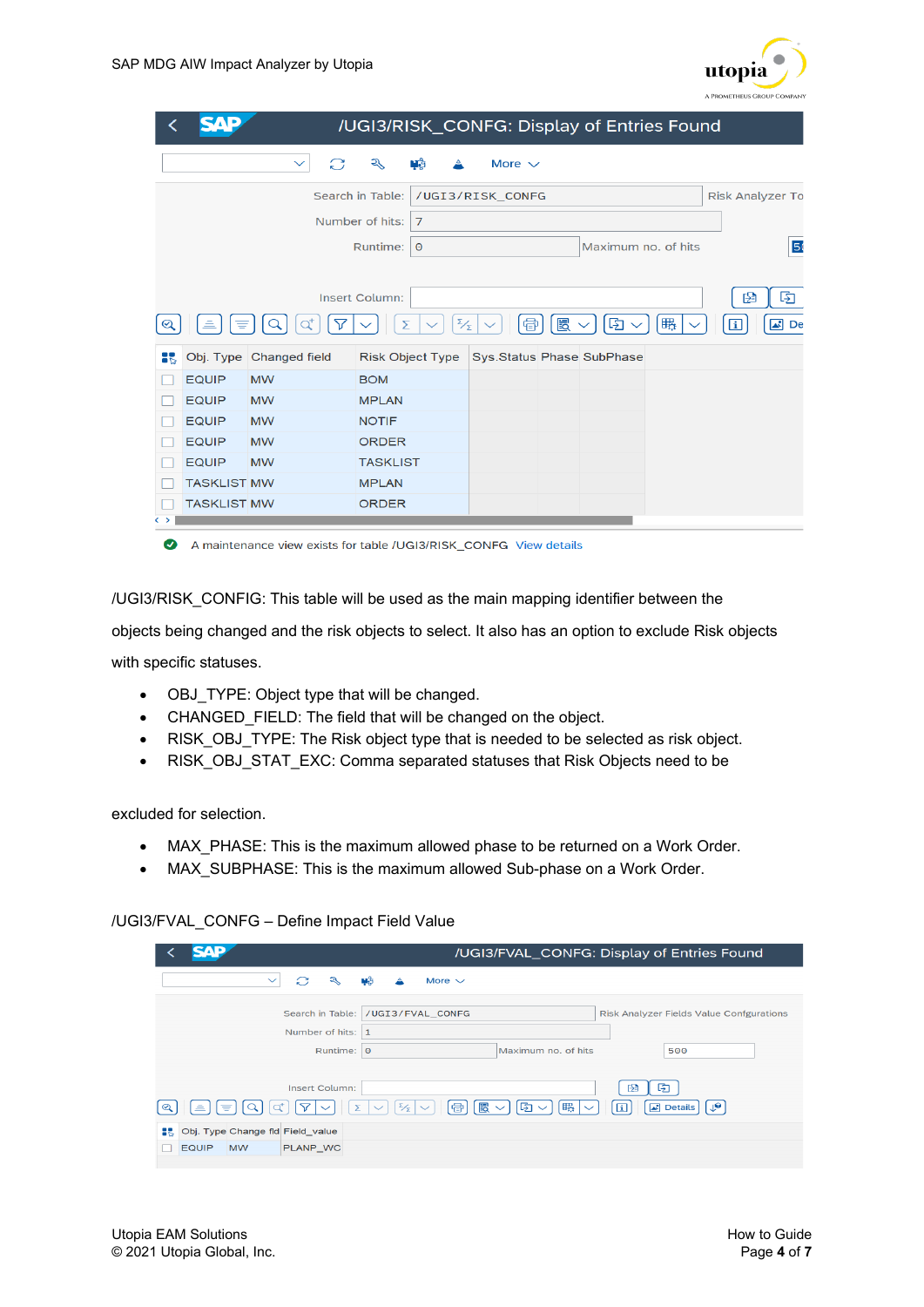/UGI3/RISK_CONFG: Display of Entries Found

Search in Table: /UGI3/RISK_CONFG — Risk Analyzer To

Number of hits: 7

Runtime: 0 — Maximum no. of hits

| Obj. Type | Changed field | Risk Object Type | Sys.Status | Phase | SubPhase |
|---|---|---|---|---|---|
| EQUIP | MW | BOM | | | |
| EQUIP | MW | MPLAN | | | |
| EQUIP | MW | NOTIF | | | |
| EQUIP | MW | ORDER | | | |
| EQUIP | MW | TASKLIST | | | |
| TASKLIST | MW | MPLAN | | | |
| TASKLIST | MW | ORDER | | | |

A maintenance view exists for table /UGI3/RISK_CONFG View details

/UGI3/RISK_CONFIG: This table will be used as the main mapping identifier between the objects being changed and the risk objects to select. It also has an option to exclude Risk objects with specific statuses.

- OBJ_TYPE: Object type that will be changed.
- CHANGED_FIELD: The field that will be changed on the object.
- RISK_OBJ_TYPE: The Risk object type that is needed to be selected as risk object.
- RISK_OBJ_STAT_EXC: Comma separated statuses that Risk Objects need to be

excluded for selection.

- MAX_PHASE: This is the maximum allowed phase to be returned on a Work Order.
- MAX_SUBPHASE: This is the maximum allowed Sub-phase on a Work Order.

/UGI3/FVAL_CONFG – Define Impact Field Value

/UGI3/FVAL_CONFG: Display of Entries Found

Search in Table: /UGI3/FVAL_CONFG — Risk Analyzer Fields Value Configurations

Number of hits: 1

Runtime: 0 — Maximum no. of hits 500

| Obj. Type | Change fld | Field_value |
|---|---|---|
| EQUIP | MW | PLANP_WC |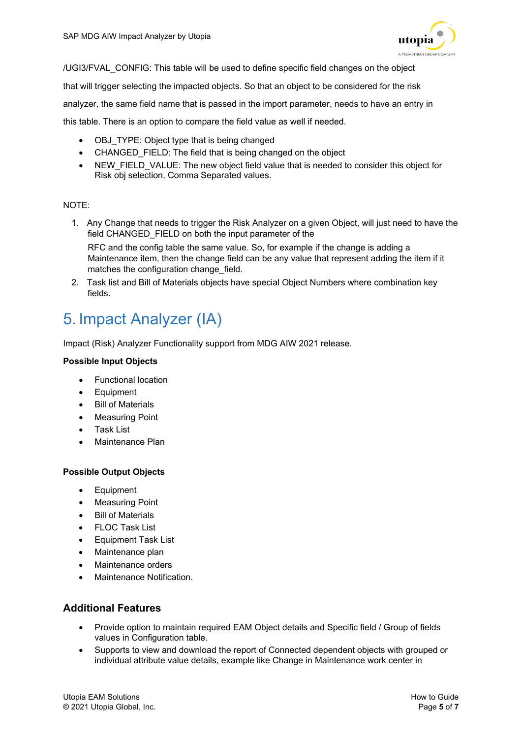/UGI3/FVAL_CONFIG: This table will be used to define specific field changes on the object that will trigger selecting the impacted objects. So that an object to be considered for the risk analyzer, the same field name that is passed in the import parameter, needs to have an entry in this table. There is an option to compare the field value as well if needed.

- OBJ_TYPE: Object type that is being changed
- CHANGED_FIELD: The field that is being changed on the object
- NEW_FIELD_VALUE: The new object field value that is needed to consider this object for Risk obj selection, Comma Separated values.

NOTE:

1. Any Change that needs to trigger the Risk Analyzer on a given Object, will just need to have the field CHANGED_FIELD on both the input parameter of the

   RFC and the config table the same value. So, for example if the change is adding a Maintenance item, then the change field can be any value that represent adding the item if it matches the configuration change_field.
2. Task list and Bill of Materials objects have special Object Numbers where combination key fields.

# 5. Impact Analyzer (IA)

Impact (Risk) Analyzer Functionality support from MDG AIW 2021 release.

**Possible Input Objects**

- Functional location
- Equipment
- Bill of Materials
- Measuring Point
- Task List
- Maintenance Plan

**Possible Output Objects**

- Equipment
- Measuring Point
- Bill of Materials
- FLOC Task List
- Equipment Task List
- Maintenance plan
- Maintenance orders
- Maintenance Notification.

## Additional Features

- Provide option to maintain required EAM Object details and Specific field / Group of fields values in Configuration table.
- Supports to view and download the report of Connected dependent objects with grouped or individual attribute value details, example like Change in Maintenance work center in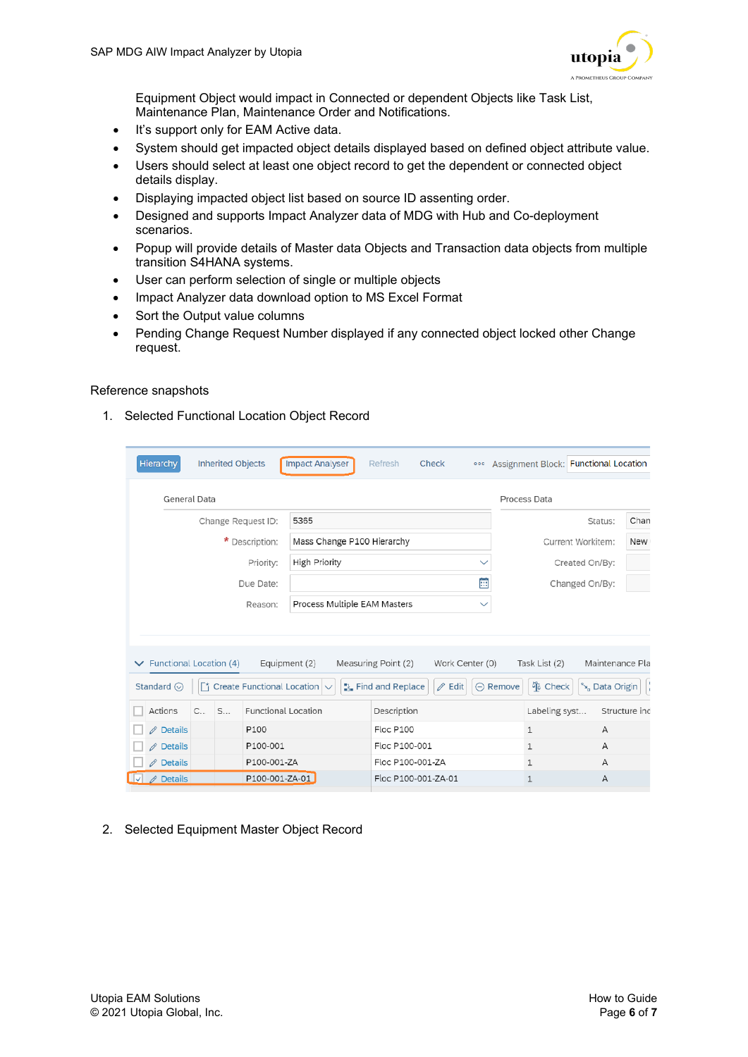Equipment Object would impact in Connected or dependent Objects like Task List, Maintenance Plan, Maintenance Order and Notifications.

- It's support only for EAM Active data.
- System should get impacted object details displayed based on defined object attribute value.
- Users should select at least one object record to get the dependent or connected object details display.
- Displaying impacted object list based on source ID assenting order.
- Designed and supports Impact Analyzer data of MDG with Hub and Co-deployment scenarios.
- Popup will provide details of Master data Objects and Transaction data objects from multiple transition S4HANA systems.
- User can perform selection of single or multiple objects
- Impact Analyzer data download option to MS Excel Format
- Sort the Output value columns
- Pending Change Request Number displayed if any connected object locked other Change request.

Reference snapshots

1. Selected Functional Location Object Record

2. Selected Equipment Master Object Record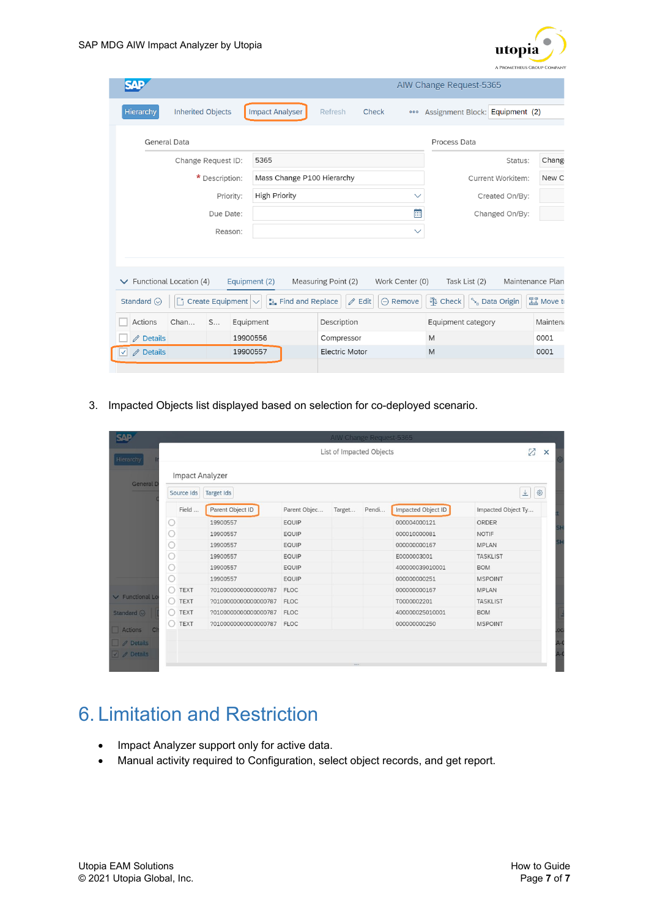3. Impacted Objects list displayed based on selection for co-deployed scenario.

# 6. Limitation and Restriction

- Impact Analyzer support only for active data.
- Manual activity required to Configuration, select object records, and get report.